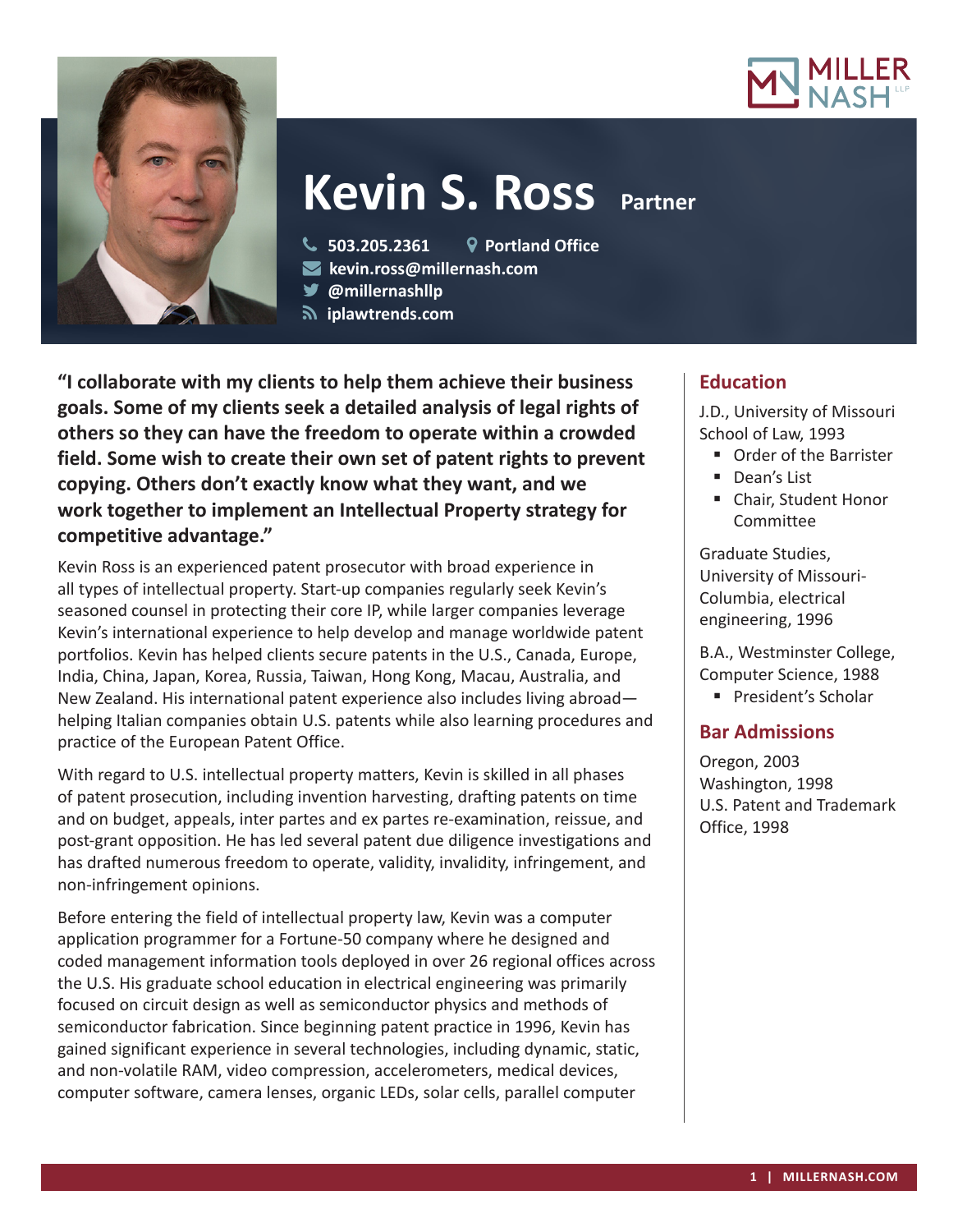# Kevin S. Ross Partner

503.205.2361 | Portland Office
kevin.ross@millernash.com
@millernashllp
iplawtrends.com

**"I collaborate with my clients to help them achieve their business goals. Some of my clients seek a detailed analysis of legal rights of others so they can have the freedom to operate within a crowded field. Some wish to create their own set of patent rights to prevent copying. Others don't exactly know what they want, and we work together to implement an Intellectual Property strategy for competitive advantage."**

Kevin Ross is an experienced patent prosecutor with broad experience in all types of intellectual property. Start-up companies regularly seek Kevin's seasoned counsel in protecting their core IP, while larger companies leverage Kevin's international experience to help develop and manage worldwide patent portfolios. Kevin has helped clients secure patents in the U.S., Canada, Europe, India, China, Japan, Korea, Russia, Taiwan, Hong Kong, Macau, Australia, and New Zealand. His international patent experience also includes living abroad—helping Italian companies obtain U.S. patents while also learning procedures and practice of the European Patent Office.

With regard to U.S. intellectual property matters, Kevin is skilled in all phases of patent prosecution, including invention harvesting, drafting patents on time and on budget, appeals, inter partes and ex partes re-examination, reissue, and post-grant opposition. He has led several patent due diligence investigations and has drafted numerous freedom to operate, validity, invalidity, infringement, and non-infringement opinions.

Before entering the field of intellectual property law, Kevin was a computer application programmer for a Fortune-50 company where he designed and coded management information tools deployed in over 26 regional offices across the U.S. His graduate school education in electrical engineering was primarily focused on circuit design as well as semiconductor physics and methods of semiconductor fabrication. Since beginning patent practice in 1996, Kevin has gained significant experience in several technologies, including dynamic, static, and non-volatile RAM, video compression, accelerometers, medical devices, computer software, camera lenses, organic LEDs, solar cells, parallel computer

## Education

J.D., University of Missouri School of Law, 1993

- Order of the Barrister
- Dean's List
- Chair, Student Honor Committee

Graduate Studies, University of Missouri-Columbia, electrical engineering, 1996

B.A., Westminster College, Computer Science, 1988

- President's Scholar

## Bar Admissions

Oregon, 2003
Washington, 1998
U.S. Patent and Trademark Office, 1998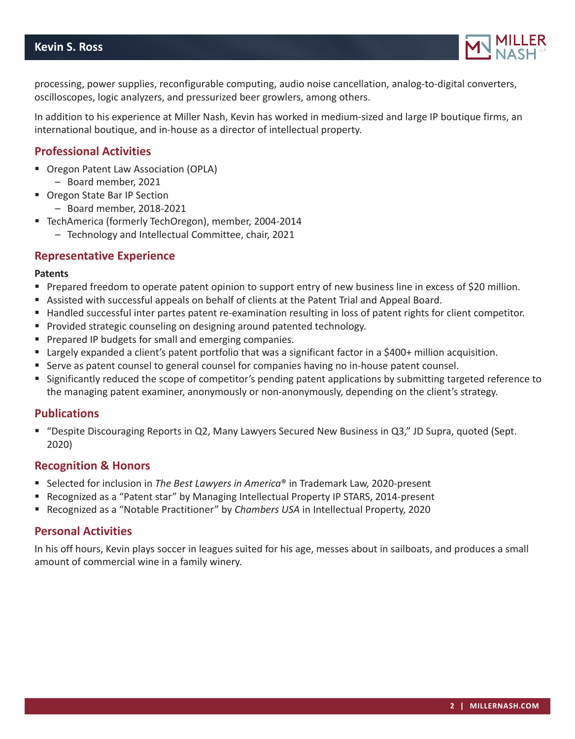processing, power supplies, reconfigurable computing, audio noise cancellation, analog-to-digital converters, oscilloscopes, logic analyzers, and pressurized beer growlers, among others.

In addition to his experience at Miller Nash, Kevin has worked in medium-sized and large IP boutique firms, an international boutique, and in-house as a director of intellectual property.

## Professional Activities

- Oregon Patent Law Association (OPLA)
  - Board member, 2021
- Oregon State Bar IP Section
  - Board member, 2018-2021
- TechAmerica (formerly TechOregon), member, 2004-2014
  - Technology and Intellectual Committee, chair, 2021

## Representative Experience

**Patents**

- Prepared freedom to operate patent opinion to support entry of new business line in excess of $20 million.
- Assisted with successful appeals on behalf of clients at the Patent Trial and Appeal Board.
- Handled successful inter partes patent re-examination resulting in loss of patent rights for client competitor.
- Provided strategic counseling on designing around patented technology.
- Prepared IP budgets for small and emerging companies.
- Largely expanded a client's patent portfolio that was a significant factor in a $400+ million acquisition.
- Serve as patent counsel to general counsel for companies having no in-house patent counsel.
- Significantly reduced the scope of competitor's pending patent applications by submitting targeted reference to the managing patent examiner, anonymously or non-anonymously, depending on the client's strategy.

## Publications

- "Despite Discouraging Reports in Q2, Many Lawyers Secured New Business in Q3," JD Supra, quoted (Sept. 2020)

## Recognition & Honors

- Selected for inclusion in *The Best Lawyers in America*® in Trademark Law, 2020-present
- Recognized as a "Patent star" by Managing Intellectual Property IP STARS, 2014-present
- Recognized as a "Notable Practitioner" by *Chambers USA* in Intellectual Property, 2020

## Personal Activities

In his off hours, Kevin plays soccer in leagues suited for his age, messes about in sailboats, and produces a small amount of commercial wine in a family winery.